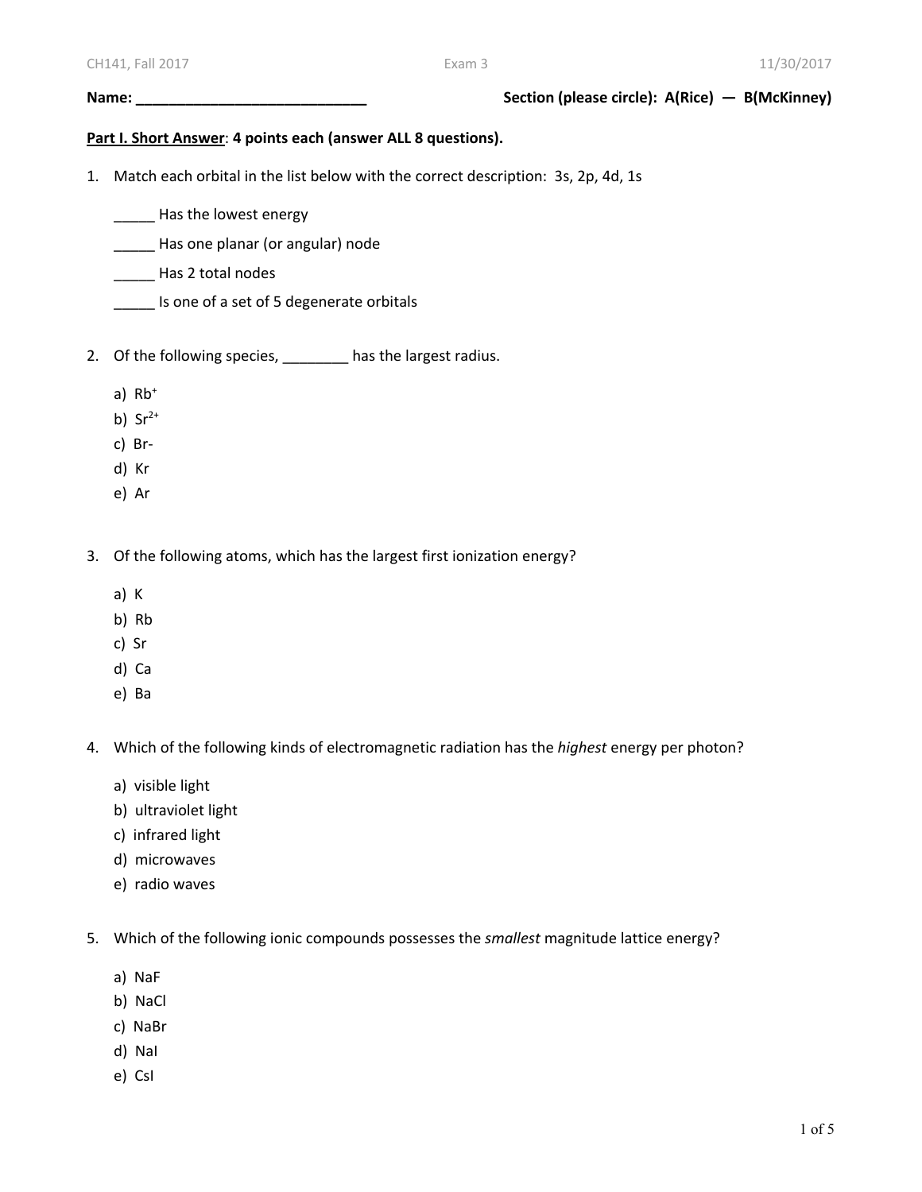CH141, Fall 2017 Exam 3 11/30/2017

**Name: _____________________________ Section (please circle): A(Rice) — B(McKinney)**

**Part I. Short Answer: 4 points each (answer ALL 8 questions).**

1. Match each orbital in the list below with the correct description: 3s, 2p, 4d, 1s

   _____ Has the lowest energy

   _____ Has one planar (or angular) node

   _____ Has 2 total nodes

   _____ Is one of a set of 5 degenerate orbitals

2. Of the following species, ________ has the largest radius.

   a) $Rb^+$
   b) $Sr^{2+}$
   c) Br-
   d) Kr
   e) Ar

3. Of the following atoms, which has the largest first ionization energy?

   a) K
   b) Rb
   c) Sr
   d) Ca
   e) Ba

4. Which of the following kinds of electromagnetic radiation has the *highest* energy per photon?

   a) visible light
   b) ultraviolet light
   c) infrared light
   d) microwaves
   e) radio waves

5. Which of the following ionic compounds possesses the *smallest* magnitude lattice energy?

   a) NaF
   b) NaCl
   c) NaBr
   d) NaI
   e) CsI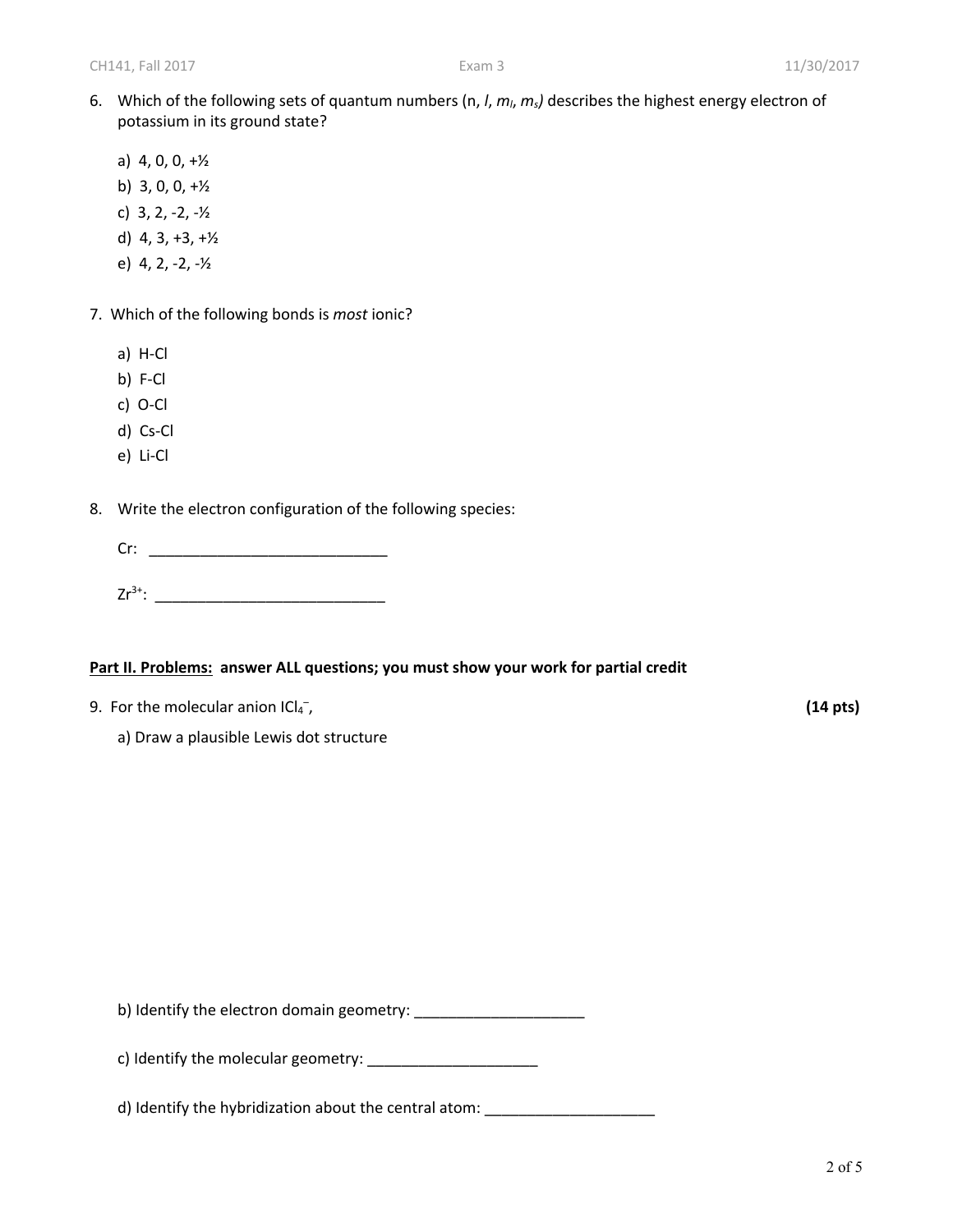6. Which of the following sets of quantum numbers ($n$, $l$, $m_l$, $m_s$) describes the highest energy electron of potassium in its ground state?

   a) 4, 0, 0, +½
   
   b) 3, 0, 0, +½
   
   c) 3, 2, -2, -½
   
   d) 4, 3, +3, +½
   
   e) 4, 2, -2, -½

7. Which of the following bonds is *most* ionic?

   a) H-Cl
   
   b) F-Cl
   
   c) O-Cl
   
   d) Cs-Cl
   
   e) Li-Cl

8. Write the electron configuration of the following species:

   Cr: ____________________________

   $Zr^{3+}$: ____________________________

**Part II. Problems: answer ALL questions; you must show your work for partial credit**

9. For the molecular anion $ICl_4^-$, **(14 pts)**

   a) Draw a plausible Lewis dot structure

   b) Identify the electron domain geometry: ____________________

   c) Identify the molecular geometry: ____________________

   d) Identify the hybridization about the central atom: ____________________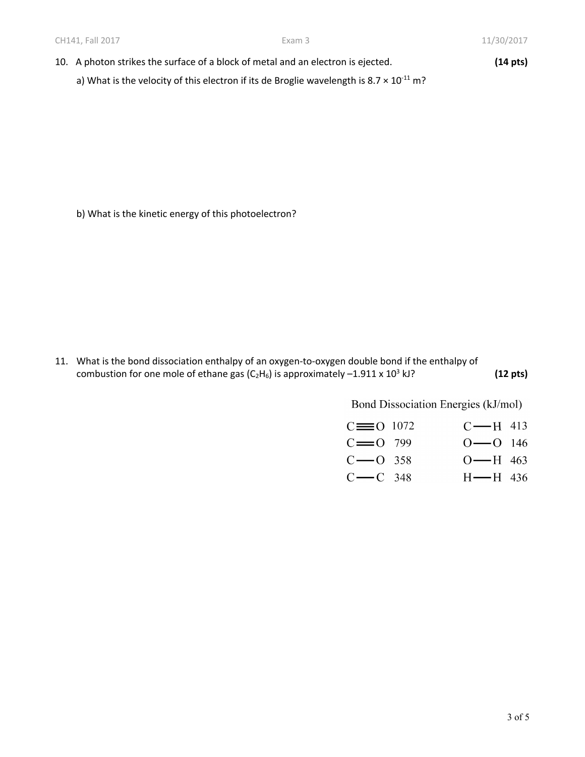10. A photon strikes the surface of a block of metal and an electron is ejected. **(14 pts)**

    a) What is the velocity of this electron if its de Broglie wavelength is $8.7 \times 10^{-11}$ m?

    b) What is the kinetic energy of this photoelectron?

11. What is the bond dissociation enthalpy of an oxygen-to-oxygen double bond if the enthalpy of combustion for one mole of ethane gas ($C_2H_6$) is approximately $-1.911 \times 10^3$ kJ? **(12 pts)**

**Bond Dissociation Energies (kJ/mol)**

| Bond | Energy | Bond | Energy |
|---|---|---|---|
| C≡O | 1072 | C—H | 413 |
| C=O | 799 | O—O | 146 |
| C—O | 358 | O—H | 463 |
| C—C | 348 | H—H | 436 |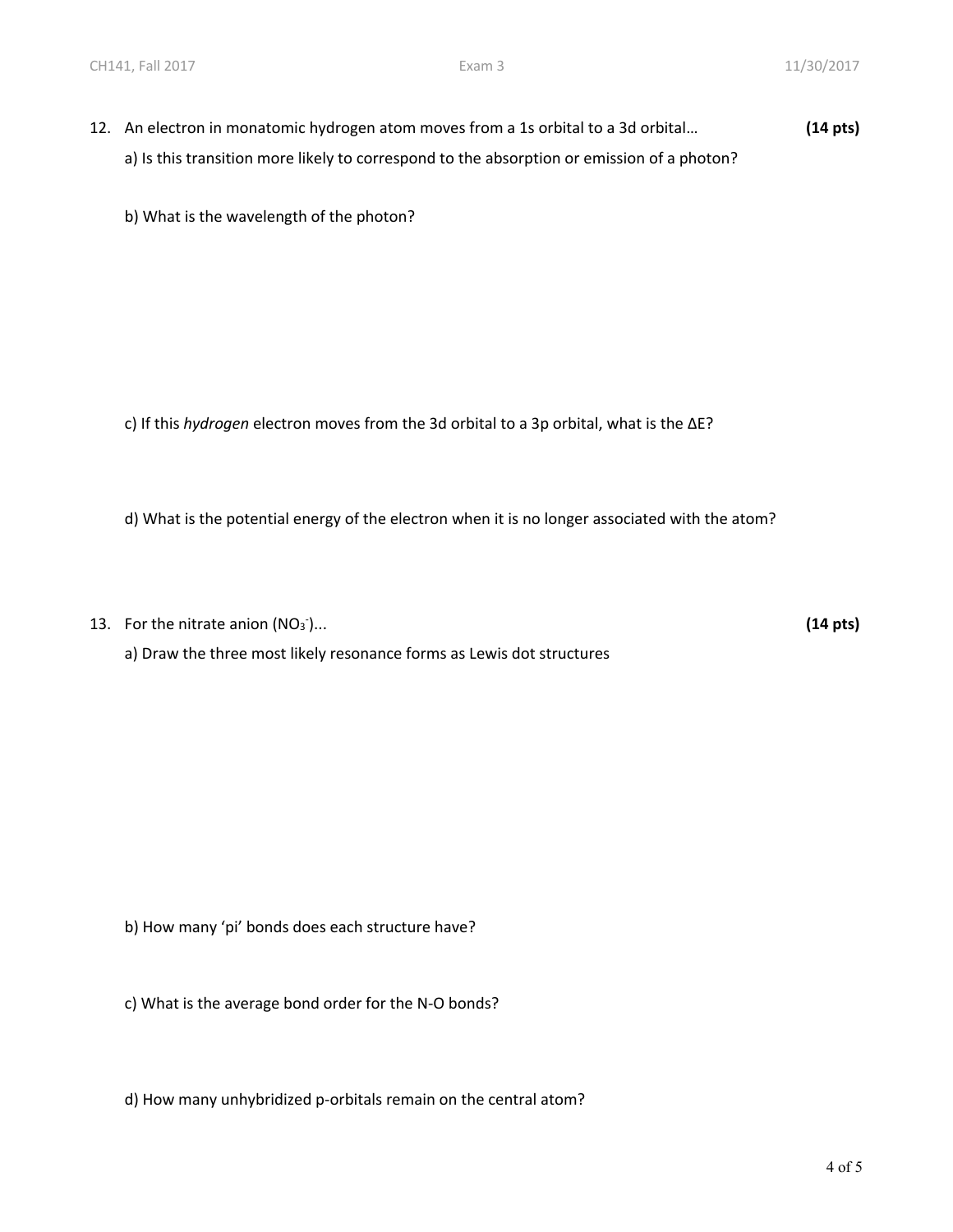12. An electron in monatomic hydrogen atom moves from a 1s orbital to a 3d orbital… **(14 pts)**

    a) Is this transition more likely to correspond to the absorption or emission of a photon?

    b) What is the wavelength of the photon?

    c) If this *hydrogen* electron moves from the 3d orbital to a 3p orbital, what is the ΔE?

    d) What is the potential energy of the electron when it is no longer associated with the atom?

13. For the nitrate anion ($NO_3^-$)... **(14 pts)**

    a) Draw the three most likely resonance forms as Lewis dot structures

    b) How many 'pi' bonds does each structure have?

    c) What is the average bond order for the N-O bonds?

    d) How many unhybridized p-orbitals remain on the central atom?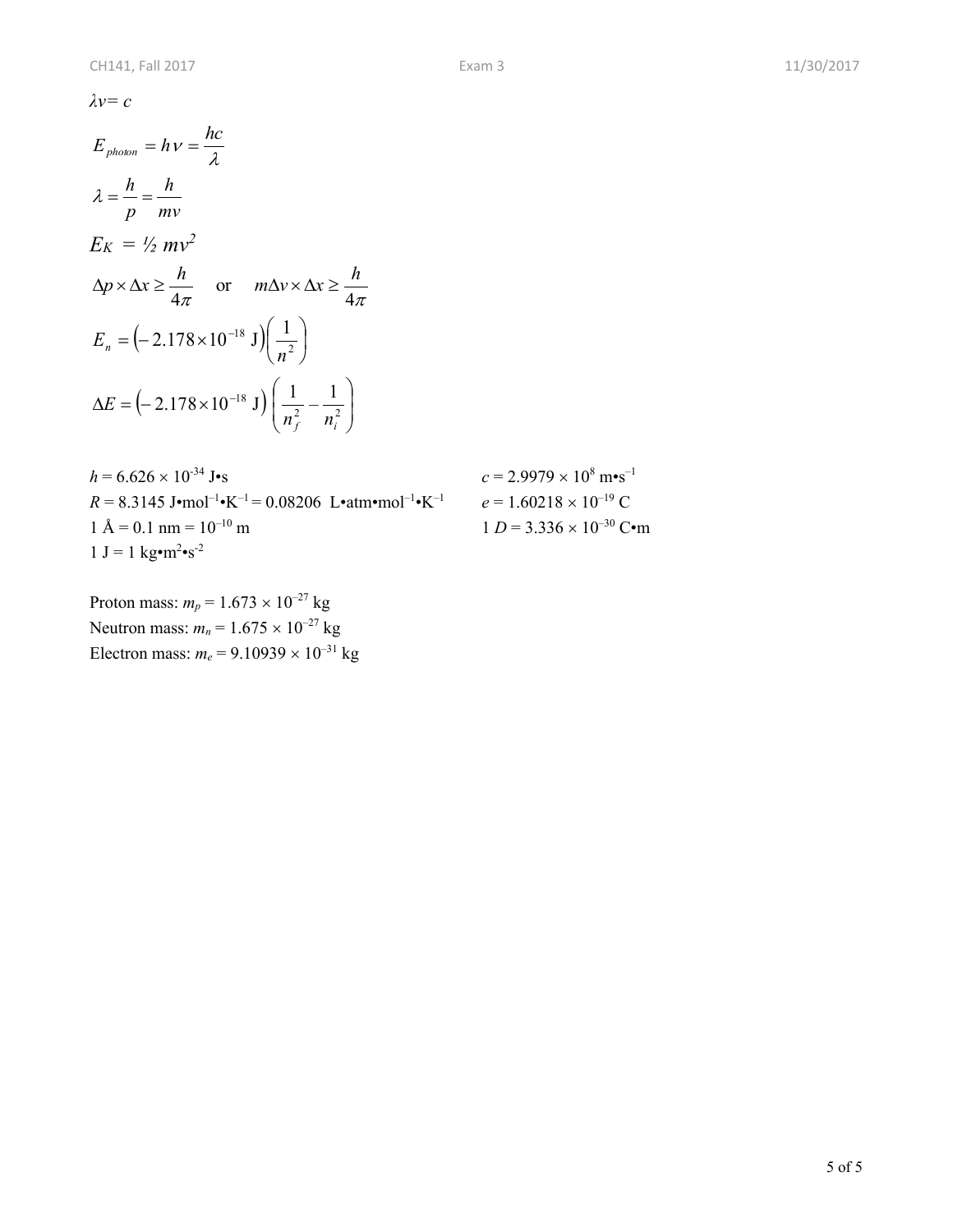$\lambda \nu = c$

$$E_{photon} = h\nu = \frac{hc}{\lambda}$$

$$\lambda = \frac{h}{p} = \frac{h}{mv}$$

$$E_K = \tfrac{1}{2} mv^2$$

$$\Delta p \times \Delta x \geq \frac{h}{4\pi} \quad \text{or} \quad m\Delta v \times \Delta x \geq \frac{h}{4\pi}$$

$$E_n = \left(-2.178 \times 10^{-18}\ \text{J}\right)\left(\frac{1}{n^2}\right)$$

$$\Delta E = \left(-2.178 \times 10^{-18}\ \text{J}\right)\left(\frac{1}{n_f^2} - \frac{1}{n_i^2}\right)$$

$h = 6.626 \times 10^{-34}$ J•s

$c = 2.9979 \times 10^{8}$ m•s$^{-1}$

$R = 8.3145$ J•mol$^{-1}$•K$^{-1}$ = 0.08206 L•atm•mol$^{-1}$•K$^{-1}$

$e = 1.60218 \times 10^{-19}$ C

1 Å = 0.1 nm = $10^{-10}$ m

1 $D = 3.336 \times 10^{-30}$ C•m

1 J = 1 kg•m$^2$•s$^{-2}$

Proton mass: $m_p = 1.673 \times 10^{-27}$ kg

Neutron mass: $m_n = 1.675 \times 10^{-27}$ kg

Electron mass: $m_e = 9.10939 \times 10^{-31}$ kg